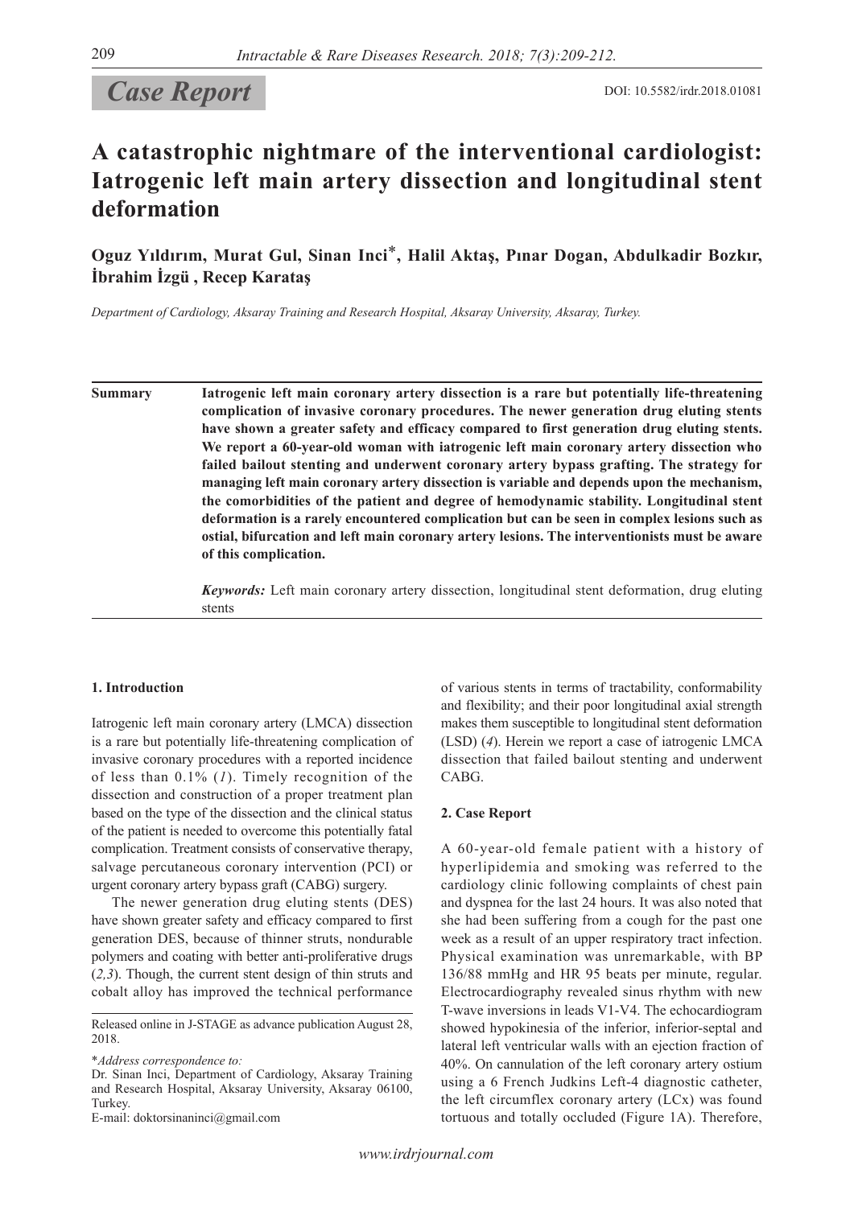*Case Report*

DOI: 10.5582/irdr.2018.01081

# A catastrophic nightmare of the interventional cardiologist: Iatrogenic left main artery dissection and longitudinal stent deformation

**Oguz Yıldırım, Murat Gul, Sinan Inci*, Halil Aktaş, Pınar Dogan, Abdulkadir Bozkır, İbrahim İzgü , Recep Karataş**

*Department of Cardiology, Aksaray Training and Research Hospital, Aksaray University, Aksaray, Turkey.*

**Summary** **Iatrogenic left main coronary artery dissection is a rare but potentially life-threatening complication of invasive coronary procedures. The newer generation drug eluting stents have shown a greater safety and efficacy compared to first generation drug eluting stents. We report a 60-year-old woman with iatrogenic left main coronary artery dissection who failed bailout stenting and underwent coronary artery bypass grafting. The strategy for managing left main coronary artery dissection is variable and depends upon the mechanism, the comorbidities of the patient and degree of hemodynamic stability. Longitudinal stent deformation is a rarely encountered complication but can be seen in complex lesions such as ostial, bifurcation and left main coronary artery lesions. The interventionists must be aware of this complication.**

*Keywords:* Left main coronary artery dissection, longitudinal stent deformation, drug eluting stents

## 1. Introduction

Iatrogenic left main coronary artery (LMCA) dissection is a rare but potentially life-threatening complication of invasive coronary procedures with a reported incidence of less than 0.1% (*1*). Timely recognition of the dissection and construction of a proper treatment plan based on the type of the dissection and the clinical status of the patient is needed to overcome this potentially fatal complication. Treatment consists of conservative therapy, salvage percutaneous coronary intervention (PCI) or urgent coronary artery bypass graft (CABG) surgery.

The newer generation drug eluting stents (DES) have shown greater safety and efficacy compared to first generation DES, because of thinner struts, nondurable polymers and coating with better anti-proliferative drugs (*2,3*). Though, the current stent design of thin struts and cobalt alloy has improved the technical performance of various stents in terms of tractability, conformability and flexibility; and their poor longitudinal axial strength makes them susceptible to longitudinal stent deformation (LSD) (*4*). Herein we report a case of iatrogenic LMCA dissection that failed bailout stenting and underwent CABG.

## 2. Case Report

A 60-year-old female patient with a history of hyperlipidemia and smoking was referred to the cardiology clinic following complaints of chest pain and dyspnea for the last 24 hours. It was also noted that she had been suffering from a cough for the past one week as a result of an upper respiratory tract infection. Physical examination was unremarkable, with BP 136/88 mmHg and HR 95 beats per minute, regular. Electrocardiography revealed sinus rhythm with new T-wave inversions in leads V1-V4. The echocardiogram showed hypokinesia of the inferior, inferior-septal and lateral left ventricular walls with an ejection fraction of 40%. On cannulation of the left coronary artery ostium using a 6 French Judkins Left-4 diagnostic catheter, the left circumflex coronary artery (LCx) was found tortuous and totally occluded (Figure 1A). Therefore,

Released online in J-STAGE as advance publication August 28, 2018.

*Address correspondence to:
Dr. Sinan Inci, Department of Cardiology, Aksaray Training and Research Hospital, Aksaray University, Aksaray 06100, Turkey.
E-mail: doktorsinaninci@gmail.com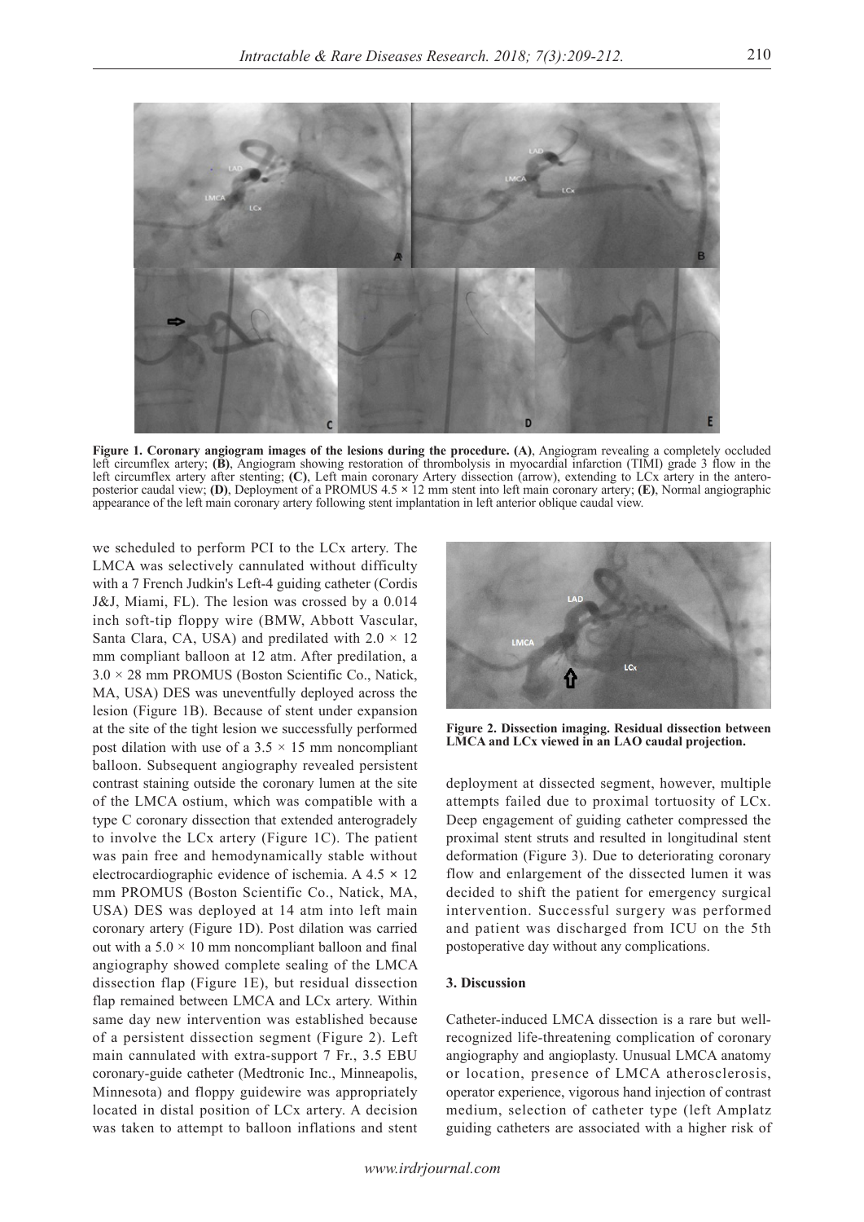**Figure 1. Coronary angiogram images of the lesions during the procedure. (A)**, Angiogram revealing a completely occluded left circumflex artery; **(B)**, Angiogram showing restoration of thrombolysis in myocardial infarction (TIMI) grade 3 flow in the left circumflex artery after stenting; **(C)**, Left main coronary Artery dissection (arrow), extending to LCx artery in the antero-posterior caudal view; **(D)**, Deployment of a PROMUS 4.5 × 12 mm stent into left main coronary artery; **(E)**, Normal angiographic appearance of the left main coronary artery following stent implantation in left anterior oblique caudal view.

we scheduled to perform PCI to the LCx artery. The LMCA was selectively cannulated without difficulty with a 7 French Judkin's Left-4 guiding catheter (Cordis J&J, Miami, FL). The lesion was crossed by a 0.014 inch soft-tip floppy wire (BMW, Abbott Vascular, Santa Clara, CA, USA) and predilated with 2.0 × 12 mm compliant balloon at 12 atm. After predilation, a 3.0 × 28 mm PROMUS (Boston Scientific Co., Natick, MA, USA) DES was uneventfully deployed across the lesion (Figure 1B). Because of stent under expansion at the site of the tight lesion we successfully performed post dilation with use of a 3.5 × 15 mm noncompliant balloon. Subsequent angiography revealed persistent contrast staining outside the coronary lumen at the site of the LMCA ostium, which was compatible with a type C coronary dissection that extended anterogradely to involve the LCx artery (Figure 1C). The patient was pain free and hemodynamically stable without electrocardiographic evidence of ischemia. A 4.5 × 12 mm PROMUS (Boston Scientific Co., Natick, MA, USA) DES was deployed at 14 atm into left main coronary artery (Figure 1D). Post dilation was carried out with a 5.0 × 10 mm noncompliant balloon and final angiography showed complete sealing of the LMCA dissection flap (Figure 1E), but residual dissection flap remained between LMCA and LCx artery. Within same day new intervention was established because of a persistent dissection segment (Figure 2). Left main cannulated with extra-support 7 Fr., 3.5 EBU coronary-guide catheter (Medtronic Inc., Minneapolis, Minnesota) and floppy guidewire was appropriately located in distal position of LCx artery. A decision was taken to attempt to balloon inflations and stent deployment at dissected segment, however, multiple attempts failed due to proximal tortuosity of LCx. Deep engagement of guiding catheter compressed the proximal stent struts and resulted in longitudinal stent deformation (Figure 3). Due to deteriorating coronary flow and enlargement of the dissected lumen it was decided to shift the patient for emergency surgical intervention. Successful surgery was performed and patient was discharged from ICU on the 5th postoperative day without any complications.

**Figure 2. Dissection imaging.** Residual dissection between LMCA and LCx viewed in an LAO caudal projection.

## 3. Discussion

Catheter-induced LMCA dissection is a rare but well-recognized life-threatening complication of coronary angiography and angioplasty. Unusual LMCA anatomy or location, presence of LMCA atherosclerosis, operator experience, vigorous hand injection of contrast medium, selection of catheter type (left Amplatz guiding catheters are associated with a higher risk of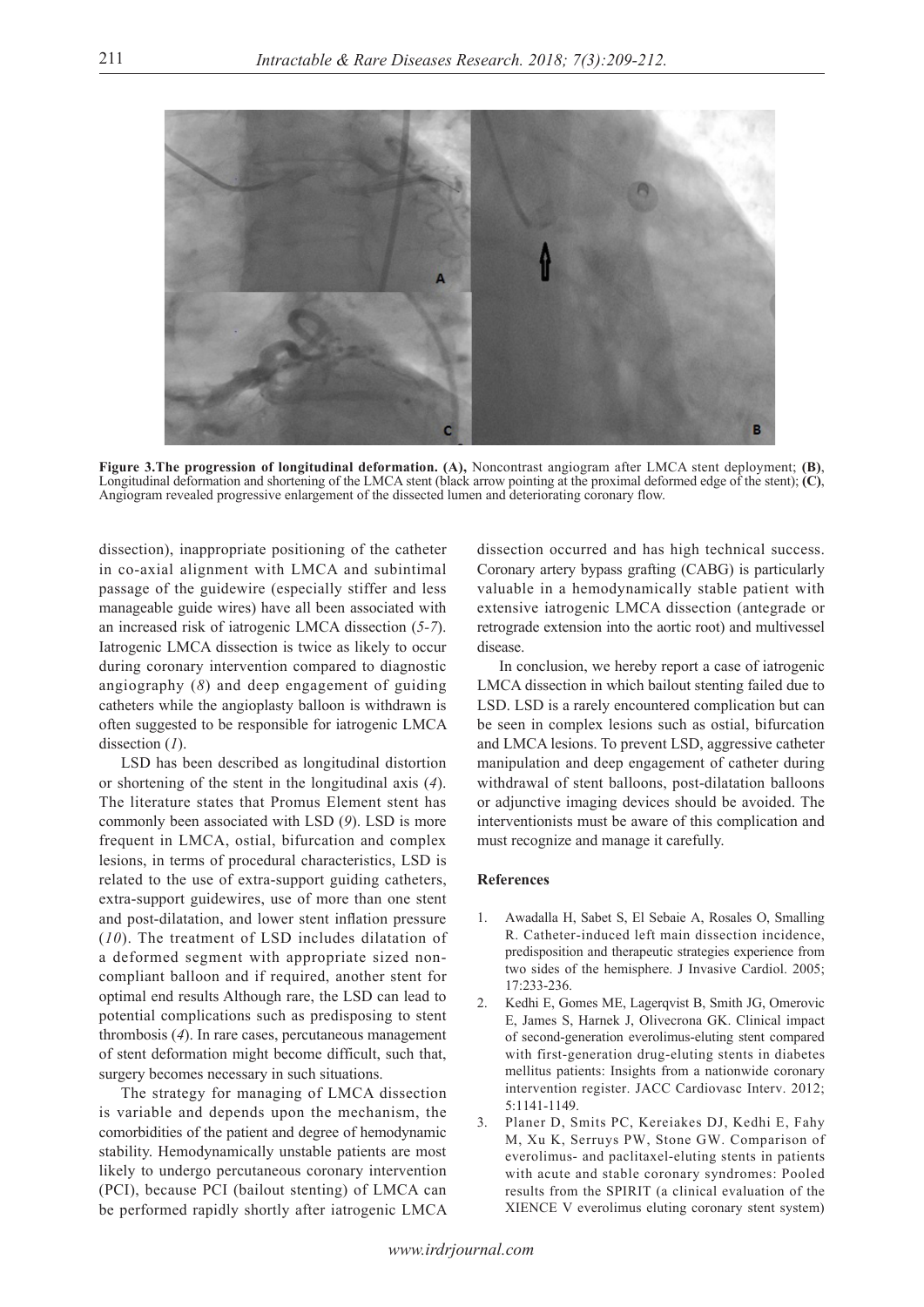**Figure 3.The progression of longitudinal deformation. (A),** Noncontrast angiogram after LMCA stent deployment; **(B)**, Longitudinal deformation and shortening of the LMCA stent (black arrow pointing at the proximal deformed edge of the stent); **(C)**, Angiogram revealed progressive enlargement of the dissected lumen and deteriorating coronary flow.

dissection), inappropriate positioning of the catheter in co-axial alignment with LMCA and subintimal passage of the guidewire (especially stiffer and less manageable guide wires) have all been associated with an increased risk of iatrogenic LMCA dissection (*5-7*). Iatrogenic LMCA dissection is twice as likely to occur during coronary intervention compared to diagnostic angiography (*8*) and deep engagement of guiding catheters while the angioplasty balloon is withdrawn is often suggested to be responsible for iatrogenic LMCA dissection (*1*).

LSD has been described as longitudinal distortion or shortening of the stent in the longitudinal axis (*4*). The literature states that Promus Element stent has commonly been associated with LSD (*9*). LSD is more frequent in LMCA, ostial, bifurcation and complex lesions, in terms of procedural characteristics, LSD is related to the use of extra-support guiding catheters, extra-support guidewires, use of more than one stent and post-dilatation, and lower stent inflation pressure (*10*). The treatment of LSD includes dilatation of a deformed segment with appropriate sized non-compliant balloon and if required, another stent for optimal end results Although rare, the LSD can lead to potential complications such as predisposing to stent thrombosis (*4*). In rare cases, percutaneous management of stent deformation might become difficult, such that, surgery becomes necessary in such situations.

The strategy for managing of LMCA dissection is variable and depends upon the mechanism, the comorbidities of the patient and degree of hemodynamic stability. Hemodynamically unstable patients are most likely to undergo percutaneous coronary intervention (PCI), because PCI (bailout stenting) of LMCA can be performed rapidly shortly after iatrogenic LMCA dissection occurred and has high technical success. Coronary artery bypass grafting (CABG) is particularly valuable in a hemodynamically stable patient with extensive iatrogenic LMCA dissection (antegrade or retrograde extension into the aortic root) and multivessel disease.

In conclusion, we hereby report a case of iatrogenic LMCA dissection in which bailout stenting failed due to LSD. LSD is a rarely encountered complication but can be seen in complex lesions such as ostial, bifurcation and LMCA lesions. To prevent LSD, aggressive catheter manipulation and deep engagement of catheter during withdrawal of stent balloons, post-dilatation balloons or adjunctive imaging devices should be avoided. The interventionists must be aware of this complication and must recognize and manage it carefully.

## References

1. Awadalla H, Sabet S, El Sebaie A, Rosales O, Smalling R. Catheter-induced left main dissection incidence, predisposition and therapeutic strategies experience from two sides of the hemisphere. J Invasive Cardiol. 2005; 17:233-236.
2. Kedhi E, Gomes ME, Lagerqvist B, Smith JG, Omerovic E, James S, Harnek J, Olivecrona GK. Clinical impact of second-generation everolimus-eluting stent compared with first-generation drug-eluting stents in diabetes mellitus patients: Insights from a nationwide coronary intervention register. JACC Cardiovasc Interv. 2012; 5:1141-1149.
3. Planer D, Smits PC, Kereiakes DJ, Kedhi E, Fahy M, Xu K, Serruys PW, Stone GW. Comparison of everolimus- and paclitaxel-eluting stents in patients with acute and stable coronary syndromes: Pooled results from the SPIRIT (a clinical evaluation of the XIENCE V everolimus eluting coronary stent system)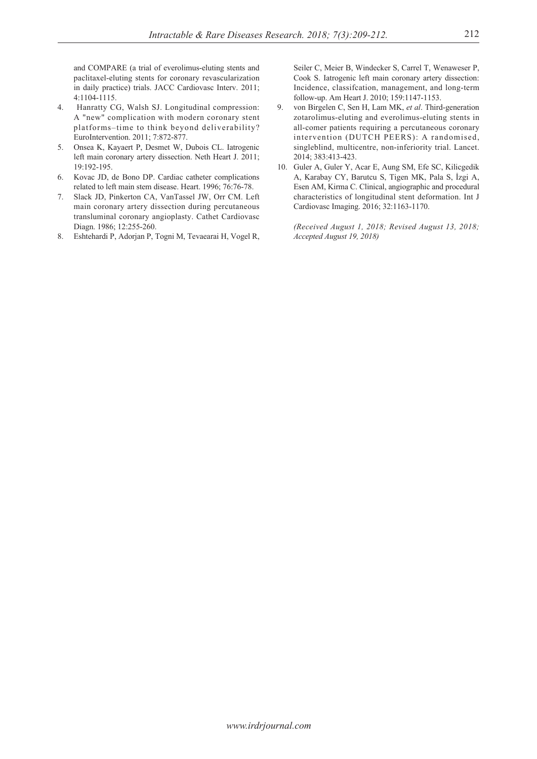and COMPARE (a trial of everolimus-eluting stents and paclitaxel-eluting stents for coronary revascularization in daily practice) trials. JACC Cardiovasc Interv. 2011; 4:1104-1115.

4. Hanratty CG, Walsh SJ. Longitudinal compression: A "new" complication with modern coronary stent platforms–time to think beyond deliverability? EuroIntervention. 2011; 7:872-877.
5. Onsea K, Kayaert P, Desmet W, Dubois CL. Iatrogenic left main coronary artery dissection. Neth Heart J. 2011; 19:192-195.
6. Kovac JD, de Bono DP. Cardiac catheter complications related to left main stem disease. Heart. 1996; 76:76-78.
7. Slack JD, Pinkerton CA, VanTassel JW, Orr CM. Left main coronary artery dissection during percutaneous transluminal coronary angioplasty. Cathet Cardiovasc Diagn. 1986; 12:255-260.
8. Eshtehardi P, Adorjan P, Togni M, Tevaearai H, Vogel R, Seiler C, Meier B, Windecker S, Carrel T, Wenaweser P, Cook S. Iatrogenic left main coronary artery dissection: Incidence, classifcation, management, and long-term follow-up. Am Heart J. 2010; 159:1147-1153.
9. von Birgelen C, Sen H, Lam MK, *et al*. Third-generation zotarolimus-eluting and everolimus-eluting stents in all-comer patients requiring a percutaneous coronary intervention (DUTCH PEERS): A randomised, singleblind, multicentre, non-inferiority trial. Lancet. 2014; 383:413-423.
10. Guler A, Guler Y, Acar E, Aung SM, Efe SC, Kilicgedik A, Karabay CY, Barutcu S, Tigen MK, Pala S, İzgi A, Esen AM, Kirma C. Clinical, angiographic and procedural characteristics of longitudinal stent deformation. Int J Cardiovasc Imaging. 2016; 32:1163-1170.

*(Received August 1, 2018; Revised August 13, 2018; Accepted August 19, 2018)*